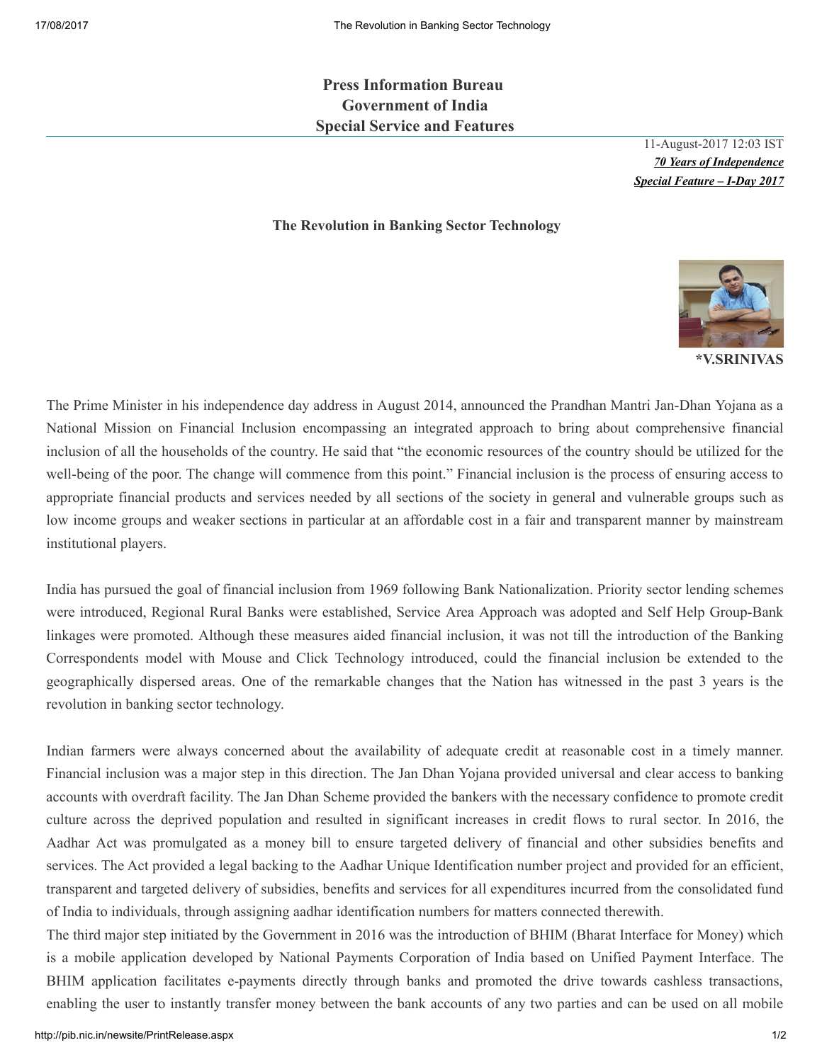**Press Information Bureau**
**Government of India**
**Special Service and Features**

11-August-2017 12:03 IST
***70 Years of Independence***
***Special Feature – I-Day 2017***

## The Revolution in Banking Sector Technology

**\*V.SRINIVAS**

The Prime Minister in his independence day address in August 2014, announced the Prandhan Mantri Jan-Dhan Yojana as a National Mission on Financial Inclusion encompassing an integrated approach to bring about comprehensive financial inclusion of all the households of the country. He said that "the economic resources of the country should be utilized for the well-being of the poor. The change will commence from this point." Financial inclusion is the process of ensuring access to appropriate financial products and services needed by all sections of the society in general and vulnerable groups such as low income groups and weaker sections in particular at an affordable cost in a fair and transparent manner by mainstream institutional players.

India has pursued the goal of financial inclusion from 1969 following Bank Nationalization. Priority sector lending schemes were introduced, Regional Rural Banks were established, Service Area Approach was adopted and Self Help Group-Bank linkages were promoted. Although these measures aided financial inclusion, it was not till the introduction of the Banking Correspondents model with Mouse and Click Technology introduced, could the financial inclusion be extended to the geographically dispersed areas. One of the remarkable changes that the Nation has witnessed in the past 3 years is the revolution in banking sector technology.

Indian farmers were always concerned about the availability of adequate credit at reasonable cost in a timely manner. Financial inclusion was a major step in this direction. The Jan Dhan Yojana provided universal and clear access to banking accounts with overdraft facility. The Jan Dhan Scheme provided the bankers with the necessary confidence to promote credit culture across the deprived population and resulted in significant increases in credit flows to rural sector. In 2016, the Aadhar Act was promulgated as a money bill to ensure targeted delivery of financial and other subsidies benefits and services. The Act provided a legal backing to the Aadhar Unique Identification number project and provided for an efficient, transparent and targeted delivery of subsidies, benefits and services for all expenditures incurred from the consolidated fund of India to individuals, through assigning aadhar identification numbers for matters connected therewith.

The third major step initiated by the Government in 2016 was the introduction of BHIM (Bharat Interface for Money) which is a mobile application developed by National Payments Corporation of India based on Unified Payment Interface. The BHIM application facilitates e-payments directly through banks and promoted the drive towards cashless transactions, enabling the user to instantly transfer money between the bank accounts of any two parties and can be used on all mobile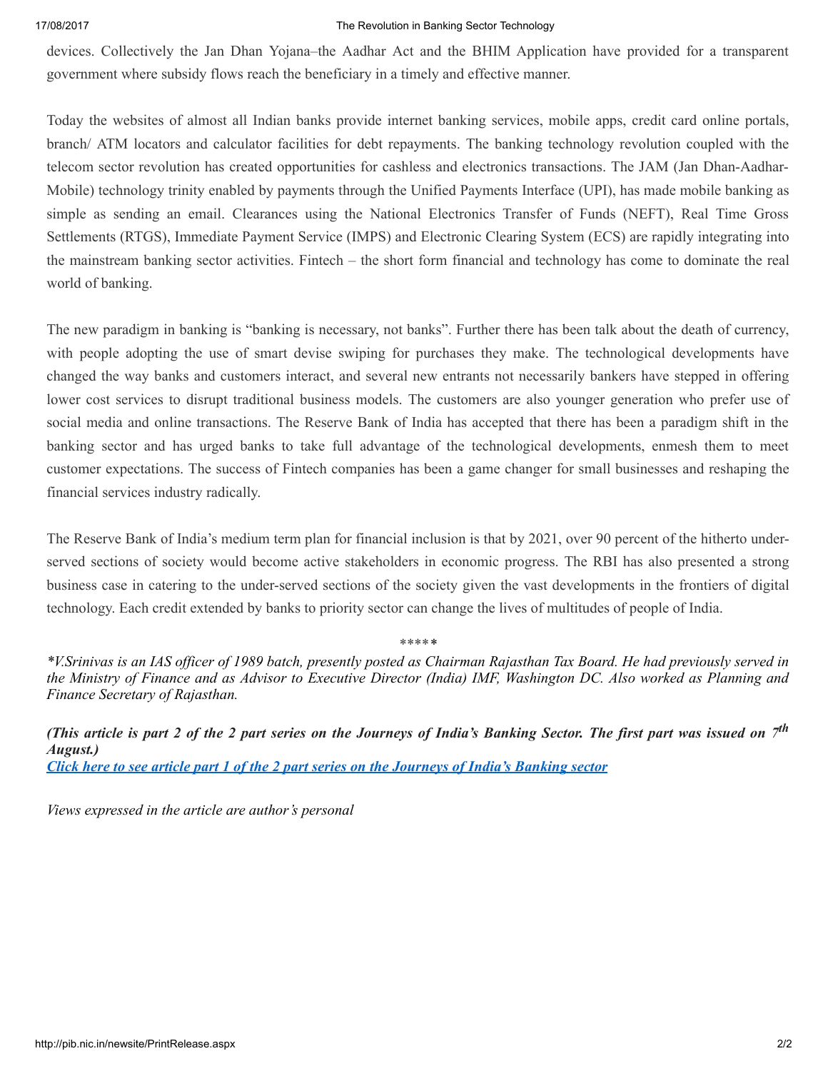devices. Collectively the Jan Dhan Yojana–the Aadhar Act and the BHIM Application have provided for a transparent government where subsidy flows reach the beneficiary in a timely and effective manner.

Today the websites of almost all Indian banks provide internet banking services, mobile apps, credit card online portals, branch/ ATM locators and calculator facilities for debt repayments. The banking technology revolution coupled with the telecom sector revolution has created opportunities for cashless and electronics transactions. The JAM (Jan Dhan-Aadhar-Mobile) technology trinity enabled by payments through the Unified Payments Interface (UPI), has made mobile banking as simple as sending an email. Clearances using the National Electronics Transfer of Funds (NEFT), Real Time Gross Settlements (RTGS), Immediate Payment Service (IMPS) and Electronic Clearing System (ECS) are rapidly integrating into the mainstream banking sector activities. Fintech – the short form financial and technology has come to dominate the real world of banking.

The new paradigm in banking is "banking is necessary, not banks". Further there has been talk about the death of currency, with people adopting the use of smart devise swiping for purchases they make. The technological developments have changed the way banks and customers interact, and several new entrants not necessarily bankers have stepped in offering lower cost services to disrupt traditional business models. The customers are also younger generation who prefer use of social media and online transactions. The Reserve Bank of India has accepted that there has been a paradigm shift in the banking sector and has urged banks to take full advantage of the technological developments, enmesh them to meet customer expectations. The success of Fintech companies has been a game changer for small businesses and reshaping the financial services industry radically.

The Reserve Bank of India's medium term plan for financial inclusion is that by 2021, over 90 percent of the hitherto under-served sections of society would become active stakeholders in economic progress. The RBI has also presented a strong business case in catering to the under-served sections of the society given the vast developments in the frontiers of digital technology. Each credit extended by banks to priority sector can change the lives of multitudes of people of India.

\*\*\*\*\*

*\*V.Srinivas is an IAS officer of 1989 batch, presently posted as Chairman Rajasthan Tax Board. He had previously served in the Ministry of Finance and as Advisor to Executive Director (India) IMF, Washington DC. Also worked as Planning and Finance Secretary of Rajasthan.*

***(This article is part 2 of the 2 part series on the Journeys of India's Banking Sector. The first part was issued on 7th August.)***

***Click here to see article part 1 of the 2 part series on the Journeys of India's Banking sector***

*Views expressed in the article are author's personal*